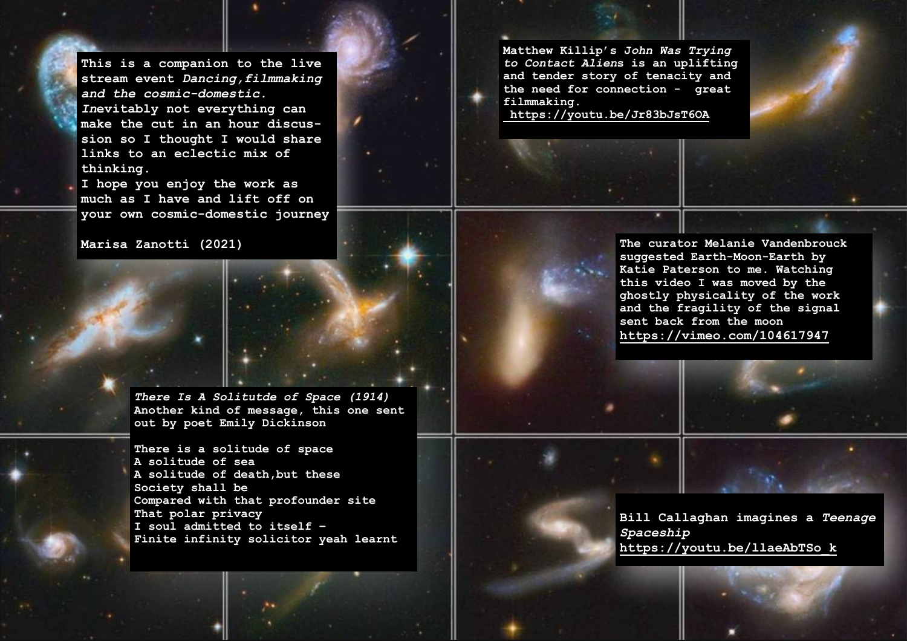This is a companion to the live stream event *Dancing,filmmaking and the cosmic-domestic.* Inevitably not everything can make the cut in an hour discussion so I thought I would share links to an eclectic mix of thinking.
I hope you enjoy the work as much as I have and lift off on your own cosmic-domestic journey

Marisa Zanotti (2021)

Matthew Killip's *John Was Trying to Contact Aliens* is an uplifting and tender story of tenacity and the need for connection - great filmmaking.
https://youtu.be/Jr83bJsT6OA

The curator Melanie Vandenbrouck suggested Earth-Moon-Earth by Katie Paterson to me. Watching this video I was moved by the ghostly physicality of the work and the fragility of the signal sent back from the moon
https://vimeo.com/104617947

*There Is A Solitutde of Space (1914)*
Another kind of message, this one sent out by poet Emily Dickinson

There is a solitude of space
A solitude of sea
A solitude of death,but these
Society shall be
Compared with that profounder site
That polar privacy
I soul admitted to itself -
Finite infinity solicitor yeah learnt

Bill Callaghan imagines a *Teenage Spaceship*
https://youtu.be/llaeAbTSo_k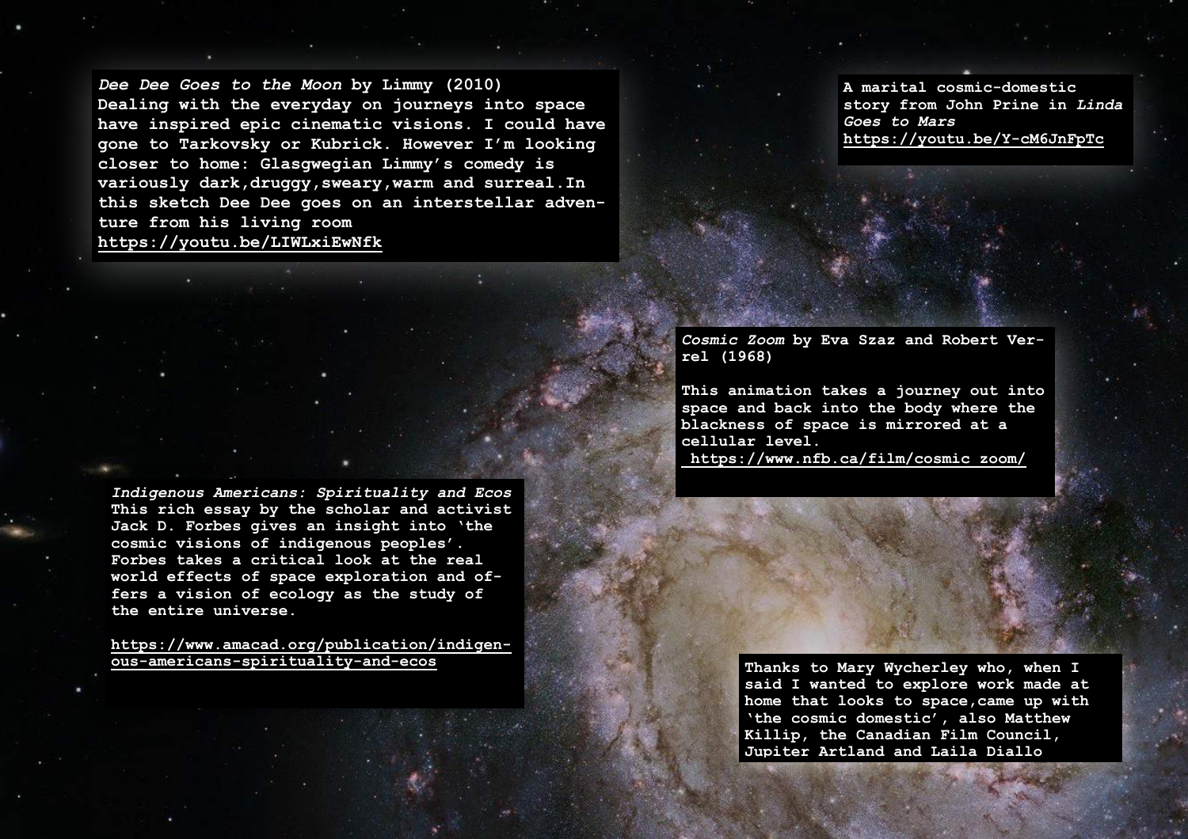*Dee Dee Goes to the Moon* by Limmy (2010)
Dealing with the everyday on journeys into space have inspired epic cinematic visions. I could have gone to Tarkovsky or Kubrick. However I'm looking closer to home: Glasgwegian Limmy's comedy is variously dark,druggy,sweary,warm and surreal.In this sketch Dee Dee goes on an interstellar adventure from his living room
https://youtu.be/LIWLxiEwNfk

A marital cosmic-domestic story from John Prine in *Linda Goes to Mars*
https://youtu.be/Y-cM6JnFpTc

*Cosmic Zoom* by Eva Szaz and Robert Verrel (1968)

This animation takes a journey out into space and back into the body where the blackness of space is mirrored at a cellular level.
https://www.nfb.ca/film/cosmic_zoom/

*Indigenous Americans: Spirituality and Ecos*
This rich essay by the scholar and activist Jack D. Forbes gives an insight into 'the cosmic visions of indigenous peoples'. Forbes takes a critical look at the real world effects of space exploration and offers a vision of ecology as the study of the entire universe.

https://www.amacad.org/publication/indigenous-americans-spirituality-and-ecos

Thanks to Mary Wycherley who, when I said I wanted to explore work made at home that looks to space,came up with 'the cosmic domestic', also Matthew Killip, the Canadian Film Council, Jupiter Artland and Laila Diallo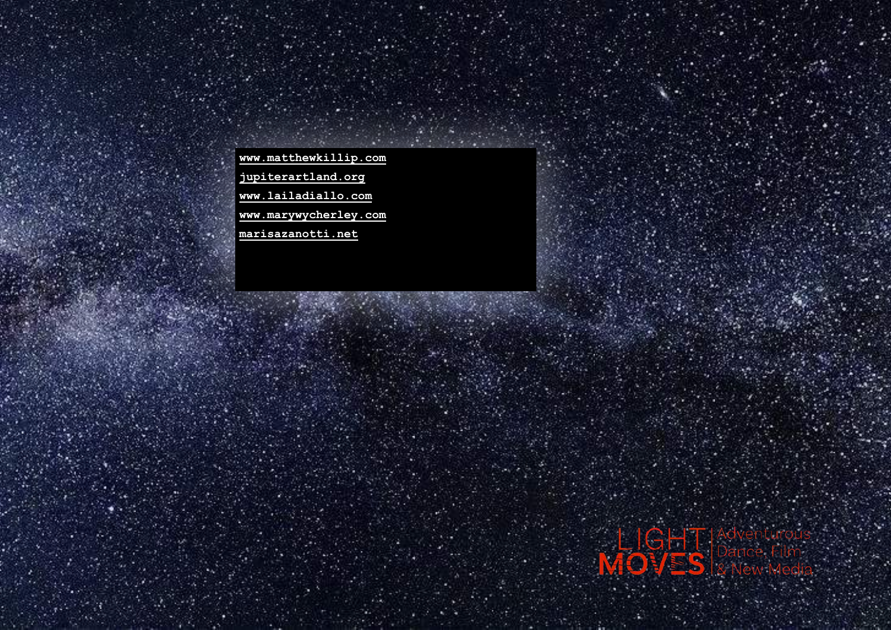www.matthewkillip.com

jupiterartland.org

www.lailadiallo.com

www.marywycherley.com

marisazanotti.net

LIGHT MOVES | Adventurous Dance, Film & New Media